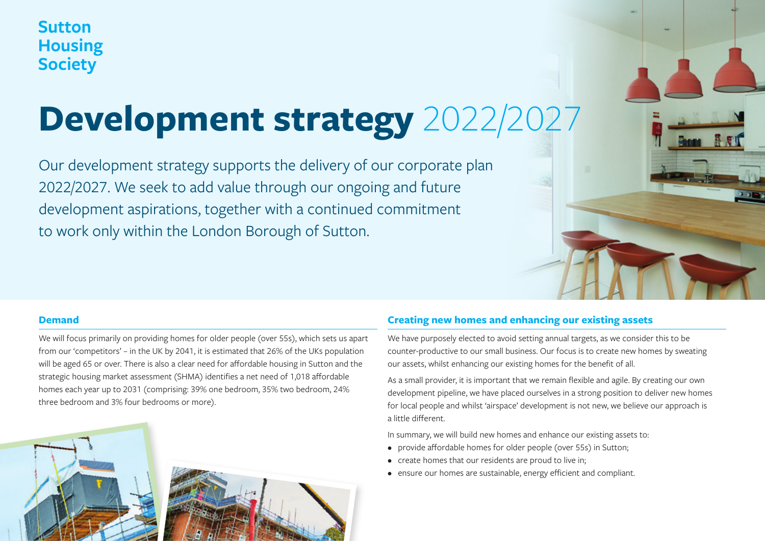Sutton Housing Society

# Development strategy 2022/2027

Our development strategy supports the delivery of our corporate plan 2022/2027. We seek to add value through our ongoing and future development aspirations, together with a continued commitment to work only within the London Borough of Sutton.

## Demand

We will focus primarily on providing homes for older people (over 55s), which sets us apart from our 'competitors' – in the UK by 2041, it is estimated that 26% of the UKs population will be aged 65 or over. There is also a clear need for affordable housing in Sutton and the strategic housing market assessment (SHMA) identifies a net need of 1,018 affordable homes each year up to 2031 (comprising: 39% one bedroom, 35% two bedroom, 24% three bedroom and 3% four bedrooms or more).

## Creating new homes and enhancing our existing assets

We have purposely elected to avoid setting annual targets, as we consider this to be counter-productive to our small business. Our focus is to create new homes by sweating our assets, whilst enhancing our existing homes for the benefit of all.

As a small provider, it is important that we remain flexible and agile. By creating our own development pipeline, we have placed ourselves in a strong position to deliver new homes for local people and whilst 'airspace' development is not new, we believe our approach is a little different.

In summary, we will build new homes and enhance our existing assets to:

- provide affordable homes for older people (over 55s) in Sutton;
- create homes that our residents are proud to live in;
- ensure our homes are sustainable, energy efficient and compliant.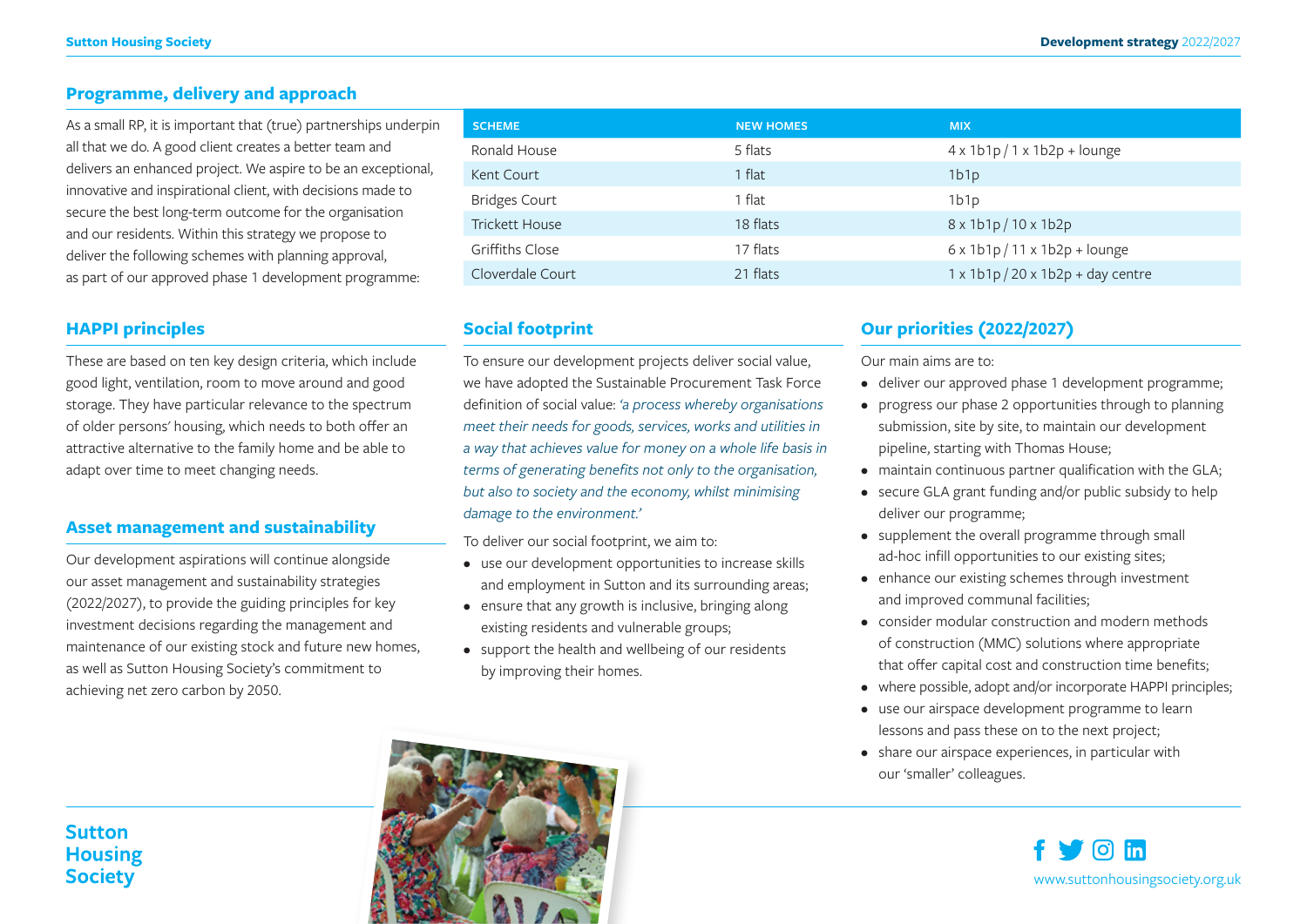## Programme, delivery and approach

As a small RP, it is important that (true) partnerships underpin all that we do. A good client creates a better team and delivers an enhanced project. We aspire to be an exceptional, innovative and inspirational client, with decisions made to secure the best long-term outcome for the organisation and our residents. Within this strategy we propose to deliver the following schemes with planning approval, as part of our approved phase 1 development programme:

| SCHEME | NEW HOMES | MIX |
|---|---|---|
| Ronald House | 5 flats | 4 x 1b1p / 1 x 1b2p + lounge |
| Kent Court | 1 flat | 1b1p |
| Bridges Court | 1 flat | 1b1p |
| Trickett House | 18 flats | 8 x 1b1p / 10 x 1b2p |
| Griffiths Close | 17 flats | 6 x 1b1p / 11 x 1b2p + lounge |
| Cloverdale Court | 21 flats | 1 x 1b1p / 20 x 1b2p + day centre |

## HAPPI principles

These are based on ten key design criteria, which include good light, ventilation, room to move around and good storage. They have particular relevance to the spectrum of older persons' housing, which needs to both offer an attractive alternative to the family home and be able to adapt over time to meet changing needs.

## Asset management and sustainability

Our development aspirations will continue alongside our asset management and sustainability strategies (2022/2027), to provide the guiding principles for key investment decisions regarding the management and maintenance of our existing stock and future new homes, as well as Sutton Housing Society's commitment to achieving net zero carbon by 2050.

## Social footprint

To ensure our development projects deliver social value, we have adopted the Sustainable Procurement Task Force definition of social value: *'a process whereby organisations meet their needs for goods, services, works and utilities in a way that achieves value for money on a whole life basis in terms of generating benefits not only to the organisation, but also to society and the economy, whilst minimising damage to the environment.'*

To deliver our social footprint, we aim to:

- use our development opportunities to increase skills and employment in Sutton and its surrounding areas;
- ensure that any growth is inclusive, bringing along existing residents and vulnerable groups;
- support the health and wellbeing of our residents by improving their homes.

## Our priorities (2022/2027)

Our main aims are to:

- deliver our approved phase 1 development programme;
- progress our phase 2 opportunities through to planning submission, site by site, to maintain our development pipeline, starting with Thomas House;
- maintain continuous partner qualification with the GLA;
- secure GLA grant funding and/or public subsidy to help deliver our programme;
- supplement the overall programme through small ad-hoc infill opportunities to our existing sites;
- enhance our existing schemes through investment and improved communal facilities;
- consider modular construction and modern methods of construction (MMC) solutions where appropriate that offer capital cost and construction time benefits;
- where possible, adopt and/or incorporate HAPPI principles;
- use our airspace development programme to learn lessons and pass these on to the next project;
- share our airspace experiences, in particular with our 'smaller' colleagues.

Sutton Housing Society

www.suttonhousingsociety.org.uk